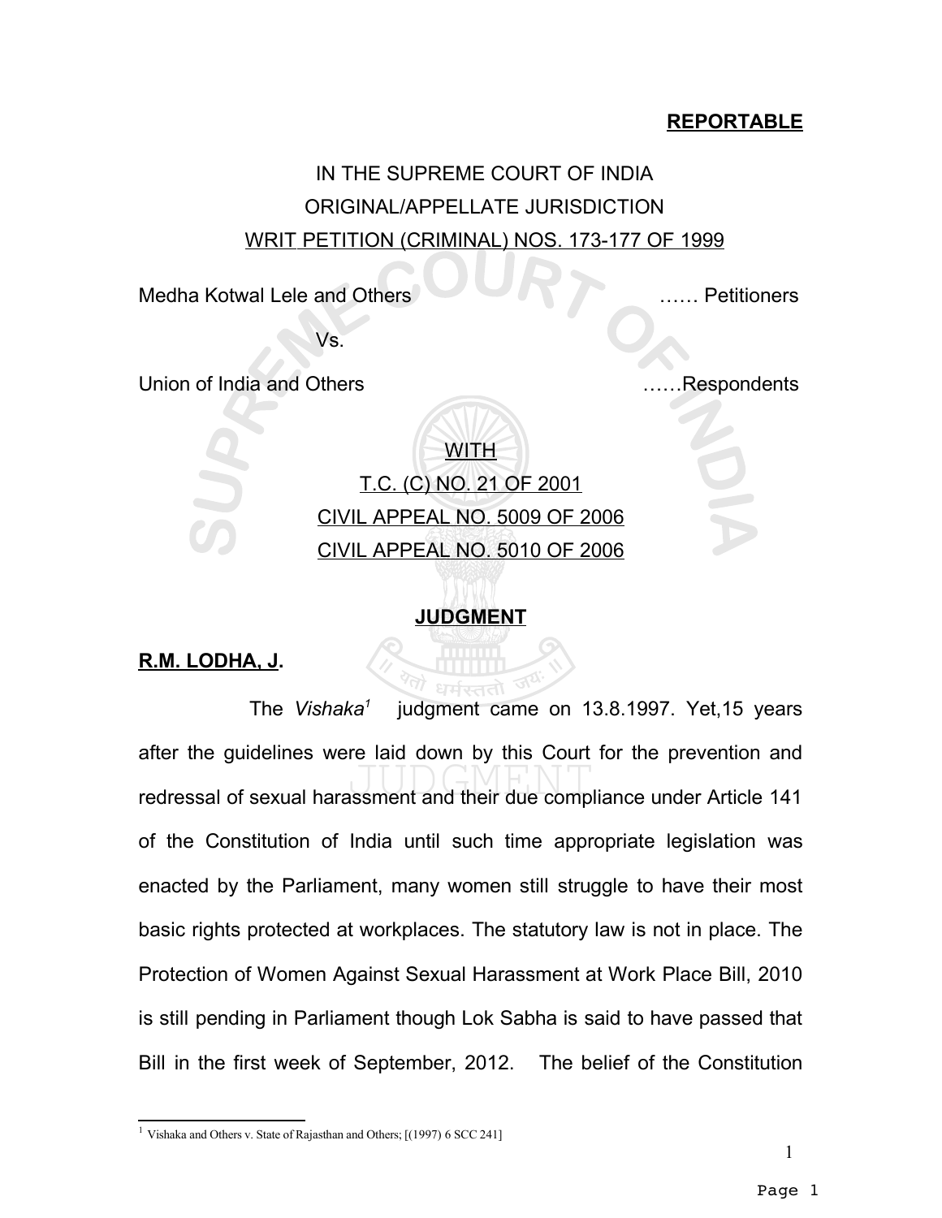**REPORTABLE**

IN THE SUPREME COURT OF INDIA

ORIGINAL/APPELLATE JURISDICTION

WRIT PETITION (CRIMINAL) NOS. 173-177 OF 1999

Medha Kotwal Lele and Others …… Petitioners

Vs.

Union of India and Others ……Respondents

WITH

T.C. (C) NO. 21 OF 2001

CIVIL APPEAL NO. 5009 OF 2006

CIVIL APPEAL NO. 5010 OF 2006

**JUDGMENT**

**R.M. LODHA, J.**

The *Vishaka*[1] judgment came on 13.8.1997. Yet,15 years after the guidelines were laid down by this Court for the prevention and redressal of sexual harassment and their due compliance under Article 141 of the Constitution of India until such time appropriate legislation was enacted by the Parliament, many women still struggle to have their most basic rights protected at workplaces. The statutory law is not in place. The Protection of Women Against Sexual Harassment at Work Place Bill, 2010 is still pending in Parliament though Lok Sabha is said to have passed that Bill in the first week of September, 2012. The belief of the Constitution

---

[1] Vishaka and Others v. State of Rajasthan and Others; [(1997) 6 SCC 241]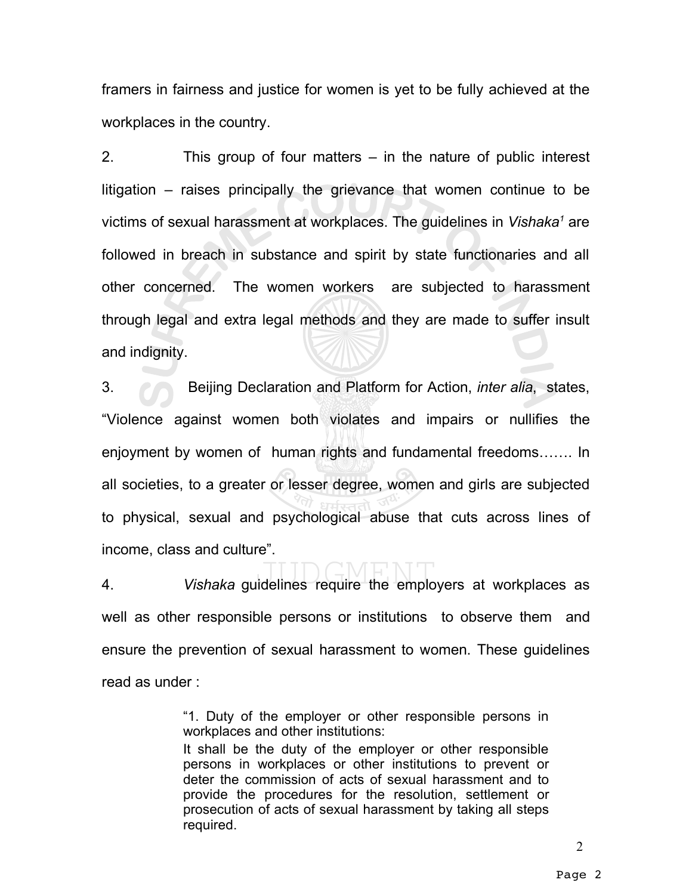framers in fairness and justice for women is yet to be fully achieved at the workplaces in the country.

2. This group of four matters – in the nature of public interest litigation – raises principally the grievance that women continue to be victims of sexual harassment at workplaces. The guidelines in *Vishaka*[1] are followed in breach in substance and spirit by state functionaries and all other concerned. The women workers are subjected to harassment through legal and extra legal methods and they are made to suffer insult and indignity.

3. Beijing Declaration and Platform for Action, *inter alia*, states, "Violence against women both violates and impairs or nullifies the enjoyment by women of human rights and fundamental freedoms……. In all societies, to a greater or lesser degree, women and girls are subjected to physical, sexual and psychological abuse that cuts across lines of income, class and culture".

4. *Vishaka* guidelines require the employers at workplaces as well as other responsible persons or institutions to observe them and ensure the prevention of sexual harassment to women. These guidelines read as under :

> "1. Duty of the employer or other responsible persons in workplaces and other institutions:
>
> It shall be the duty of the employer or other responsible persons in workplaces or other institutions to prevent or deter the commission of acts of sexual harassment and to provide the procedures for the resolution, settlement or prosecution of acts of sexual harassment by taking all steps required.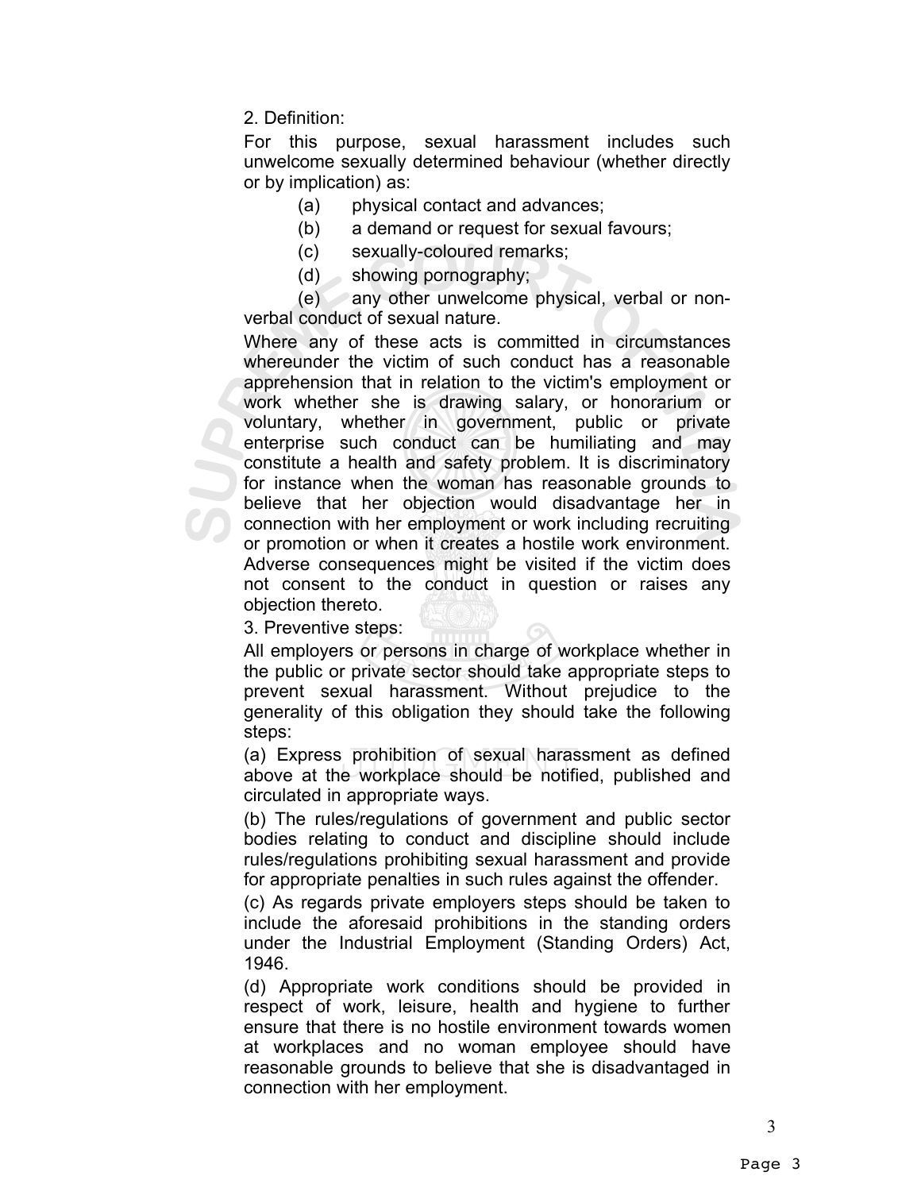2. Definition:

For this purpose, sexual harassment includes such unwelcome sexually determined behaviour (whether directly or by implication) as:

(a) physical contact and advances;

(b) a demand or request for sexual favours;

(c) sexually-coloured remarks;

(d) showing pornography;

(e) any other unwelcome physical, verbal or non-verbal conduct of sexual nature.

Where any of these acts is committed in circumstances whereunder the victim of such conduct has a reasonable apprehension that in relation to the victim's employment or work whether she is drawing salary, or honorarium or voluntary, whether in government, public or private enterprise such conduct can be humiliating and may constitute a health and safety problem. It is discriminatory for instance when the woman has reasonable grounds to believe that her objection would disadvantage her in connection with her employment or work including recruiting or promotion or when it creates a hostile work environment. Adverse consequences might be visited if the victim does not consent to the conduct in question or raises any objection thereto.

3. Preventive steps:

All employers or persons in charge of workplace whether in the public or private sector should take appropriate steps to prevent sexual harassment. Without prejudice to the generality of this obligation they should take the following steps:

(a) Express prohibition of sexual harassment as defined above at the workplace should be notified, published and circulated in appropriate ways.

(b) The rules/regulations of government and public sector bodies relating to conduct and discipline should include rules/regulations prohibiting sexual harassment and provide for appropriate penalties in such rules against the offender.

(c) As regards private employers steps should be taken to include the aforesaid prohibitions in the standing orders under the Industrial Employment (Standing Orders) Act, 1946.

(d) Appropriate work conditions should be provided in respect of work, leisure, health and hygiene to further ensure that there is no hostile environment towards women at workplaces and no woman employee should have reasonable grounds to believe that she is disadvantaged in connection with her employment.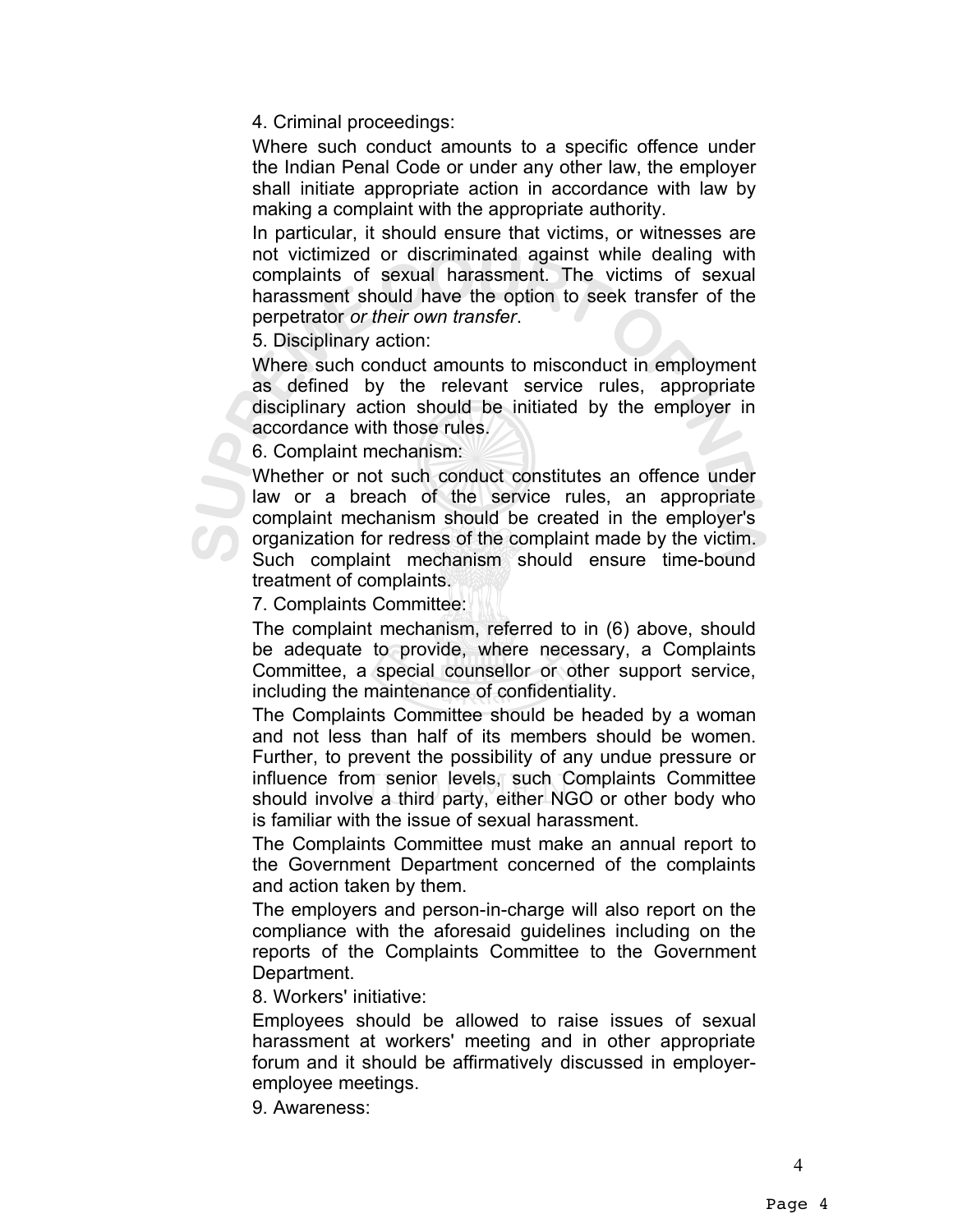4. Criminal proceedings:

Where such conduct amounts to a specific offence under the Indian Penal Code or under any other law, the employer shall initiate appropriate action in accordance with law by making a complaint with the appropriate authority.

In particular, it should ensure that victims, or witnesses are not victimized or discriminated against while dealing with complaints of sexual harassment. The victims of sexual harassment should have the option to seek transfer of the perpetrator *or their own transfer*.

5. Disciplinary action:

Where such conduct amounts to misconduct in employment as defined by the relevant service rules, appropriate disciplinary action should be initiated by the employer in accordance with those rules.

6. Complaint mechanism:

Whether or not such conduct constitutes an offence under law or a breach of the service rules, an appropriate complaint mechanism should be created in the employer's organization for redress of the complaint made by the victim. Such complaint mechanism should ensure time-bound treatment of complaints.

7. Complaints Committee:

The complaint mechanism, referred to in (6) above, should be adequate to provide, where necessary, a Complaints Committee, a special counsellor or other support service, including the maintenance of confidentiality.

The Complaints Committee should be headed by a woman and not less than half of its members should be women. Further, to prevent the possibility of any undue pressure or influence from senior levels, such Complaints Committee should involve a third party, either NGO or other body who is familiar with the issue of sexual harassment.

The Complaints Committee must make an annual report to the Government Department concerned of the complaints and action taken by them.

The employers and person-in-charge will also report on the compliance with the aforesaid guidelines including on the reports of the Complaints Committee to the Government Department.

8. Workers' initiative:

Employees should be allowed to raise issues of sexual harassment at workers' meeting and in other appropriate forum and it should be affirmatively discussed in employer-employee meetings.

9. Awareness: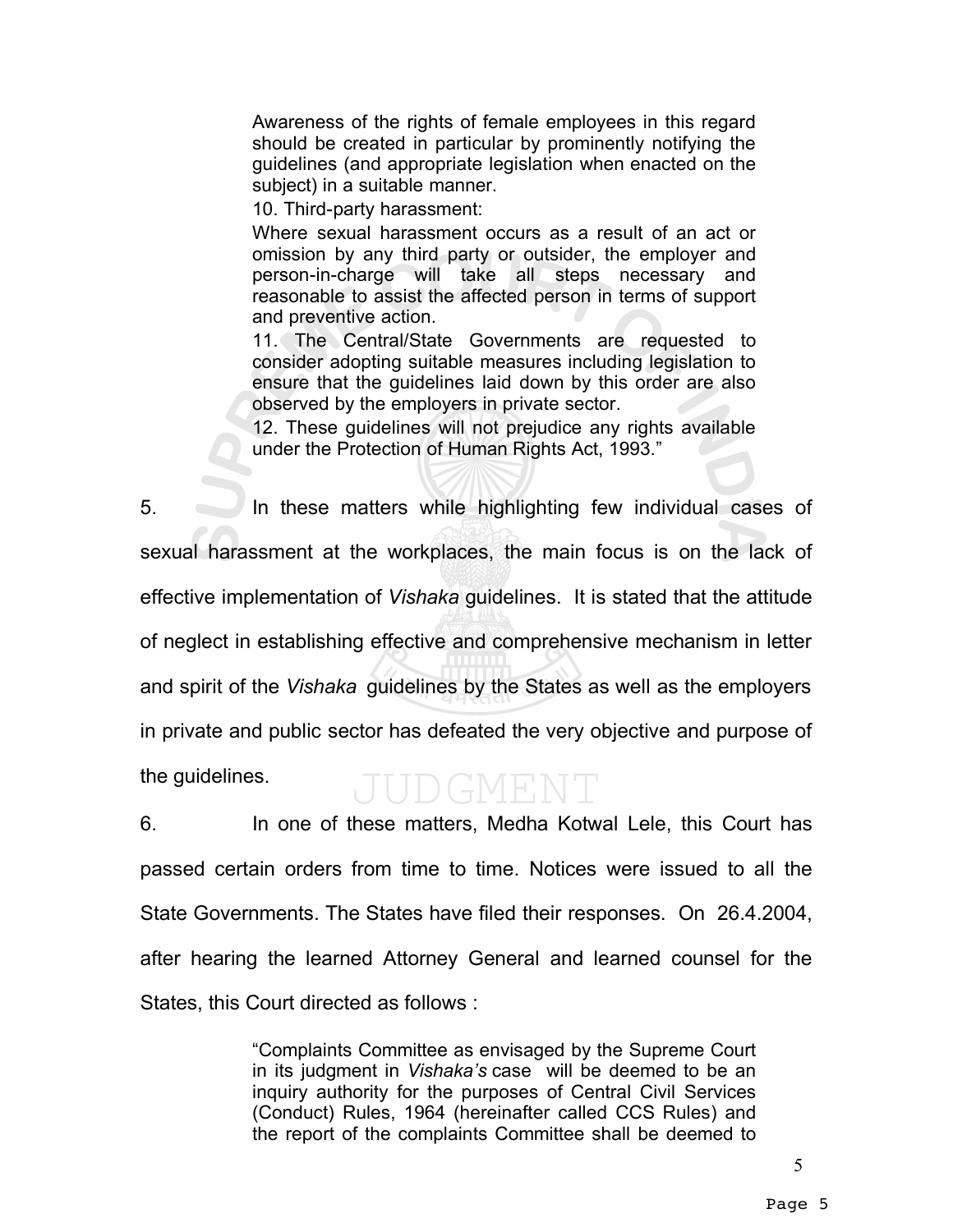> Awareness of the rights of female employees in this regard should be created in particular by prominently notifying the guidelines (and appropriate legislation when enacted on the subject) in a suitable manner.
>
> 10. Third-party harassment:
>
> Where sexual harassment occurs as a result of an act or omission by any third party or outsider, the employer and person-in-charge will take all steps necessary and reasonable to assist the affected person in terms of support and preventive action.
>
> 11. The Central/State Governments are requested to consider adopting suitable measures including legislation to ensure that the guidelines laid down by this order are also observed by the employers in private sector.
>
> 12. These guidelines will not prejudice any rights available under the Protection of Human Rights Act, 1993."

5. In these matters while highlighting few individual cases of sexual harassment at the workplaces, the main focus is on the lack of effective implementation of *Vishaka* guidelines. It is stated that the attitude of neglect in establishing effective and comprehensive mechanism in letter and spirit of the *Vishaka* guidelines by the States as well as the employers in private and public sector has defeated the very objective and purpose of the guidelines.

6. In one of these matters, Medha Kotwal Lele, this Court has passed certain orders from time to time. Notices were issued to all the State Governments. The States have filed their responses. On 26.4.2004, after hearing the learned Attorney General and learned counsel for the States, this Court directed as follows :

> "Complaints Committee as envisaged by the Supreme Court in its judgment in *Vishaka's* case will be deemed to be an inquiry authority for the purposes of Central Civil Services (Conduct) Rules, 1964 (hereinafter called CCS Rules) and the report of the complaints Committee shall be deemed to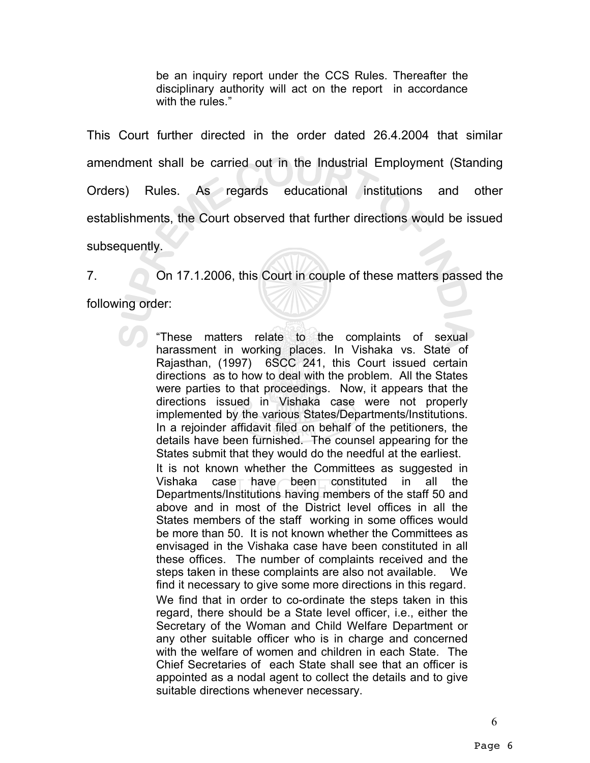> be an inquiry report under the CCS Rules. Thereafter the disciplinary authority will act on the report in accordance with the rules."

This Court further directed in the order dated 26.4.2004 that similar amendment shall be carried out in the Industrial Employment (Standing Orders) Rules. As regards educational institutions and other establishments, the Court observed that further directions would be issued subsequently.

7. On 17.1.2006, this Court in couple of these matters passed the following order:

> "These matters relate to the complaints of sexual harassment in working places. In Vishaka vs. State of Rajasthan, (1997) 6SCC 241, this Court issued certain directions as to how to deal with the problem. All the States were parties to that proceedings. Now, it appears that the directions issued in Vishaka case were not properly implemented by the various States/Departments/Institutions. In a rejoinder affidavit filed on behalf of the petitioners, the details have been furnished. The counsel appearing for the States submit that they would do the needful at the earliest.
>
> It is not known whether the Committees as suggested in Vishaka case have been constituted in all the Departments/Institutions having members of the staff 50 and above and in most of the District level offices in all the States members of the staff working in some offices would be more than 50. It is not known whether the Committees as envisaged in the Vishaka case have been constituted in all these offices. The number of complaints received and the steps taken in these complaints are also not available. We find it necessary to give some more directions in this regard.
>
> We find that in order to co-ordinate the steps taken in this regard, there should be a State level officer, i.e., either the Secretary of the Woman and Child Welfare Department or any other suitable officer who is in charge and concerned with the welfare of women and children in each State. The Chief Secretaries of each State shall see that an officer is appointed as a nodal agent to collect the details and to give suitable directions whenever necessary.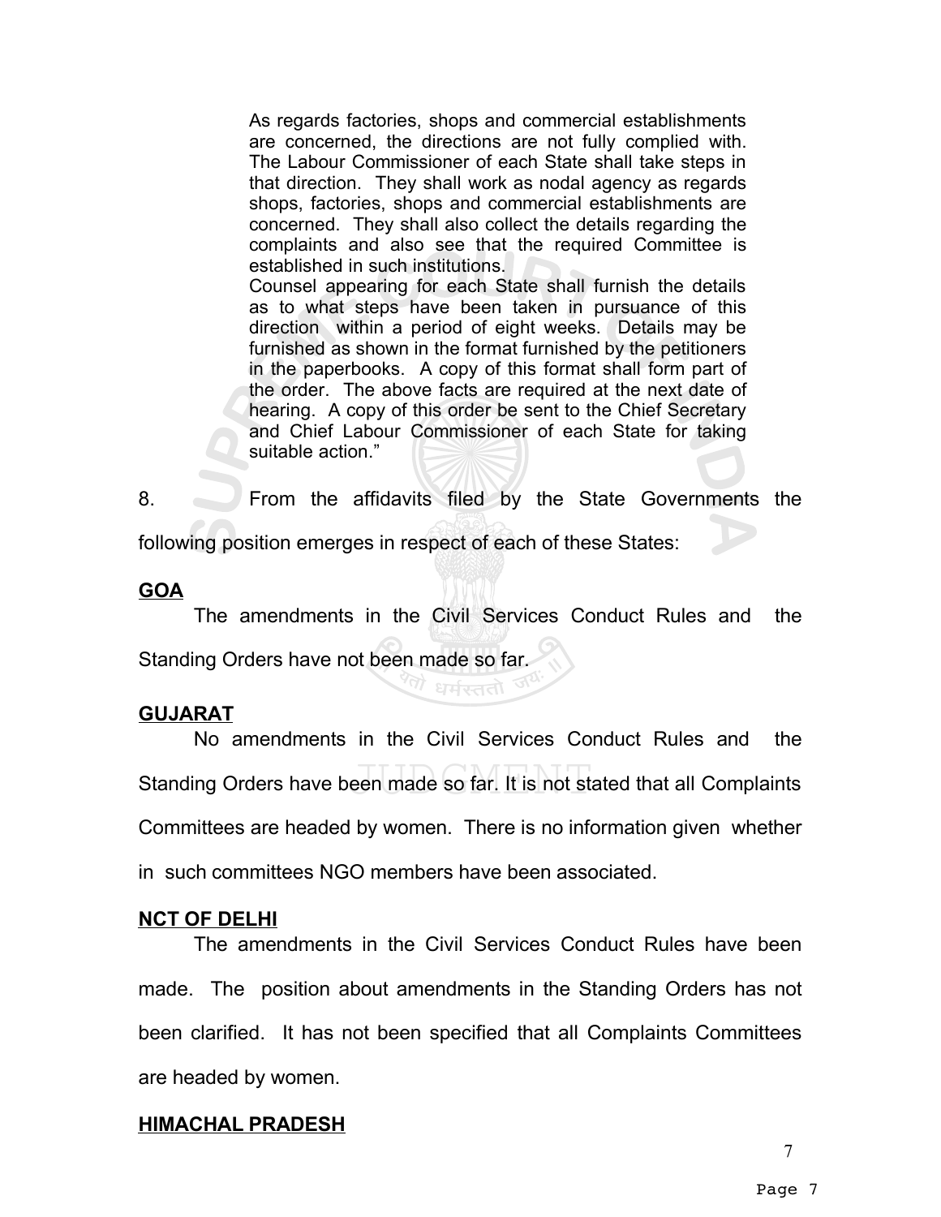> As regards factories, shops and commercial establishments are concerned, the directions are not fully complied with. The Labour Commissioner of each State shall take steps in that direction. They shall work as nodal agency as regards shops, factories, shops and commercial establishments are concerned. They shall also collect the details regarding the complaints and also see that the required Committee is established in such institutions.
>
> Counsel appearing for each State shall furnish the details as to what steps have been taken in pursuance of this direction within a period of eight weeks. Details may be furnished as shown in the format furnished by the petitioners in the paperbooks. A copy of this format shall form part of the order. The above facts are required at the next date of hearing. A copy of this order be sent to the Chief Secretary and Chief Labour Commissioner of each State for taking suitable action."

8. From the affidavits filed by the State Governments the following position emerges in respect of each of these States:

**GOA**

The amendments in the Civil Services Conduct Rules and the Standing Orders have not been made so far.

**GUJARAT**

No amendments in the Civil Services Conduct Rules and the Standing Orders have been made so far. It is not stated that all Complaints Committees are headed by women. There is no information given whether in such committees NGO members have been associated.

**NCT OF DELHI**

The amendments in the Civil Services Conduct Rules have been made. The position about amendments in the Standing Orders has not been clarified. It has not been specified that all Complaints Committees are headed by women.

**HIMACHAL PRADESH**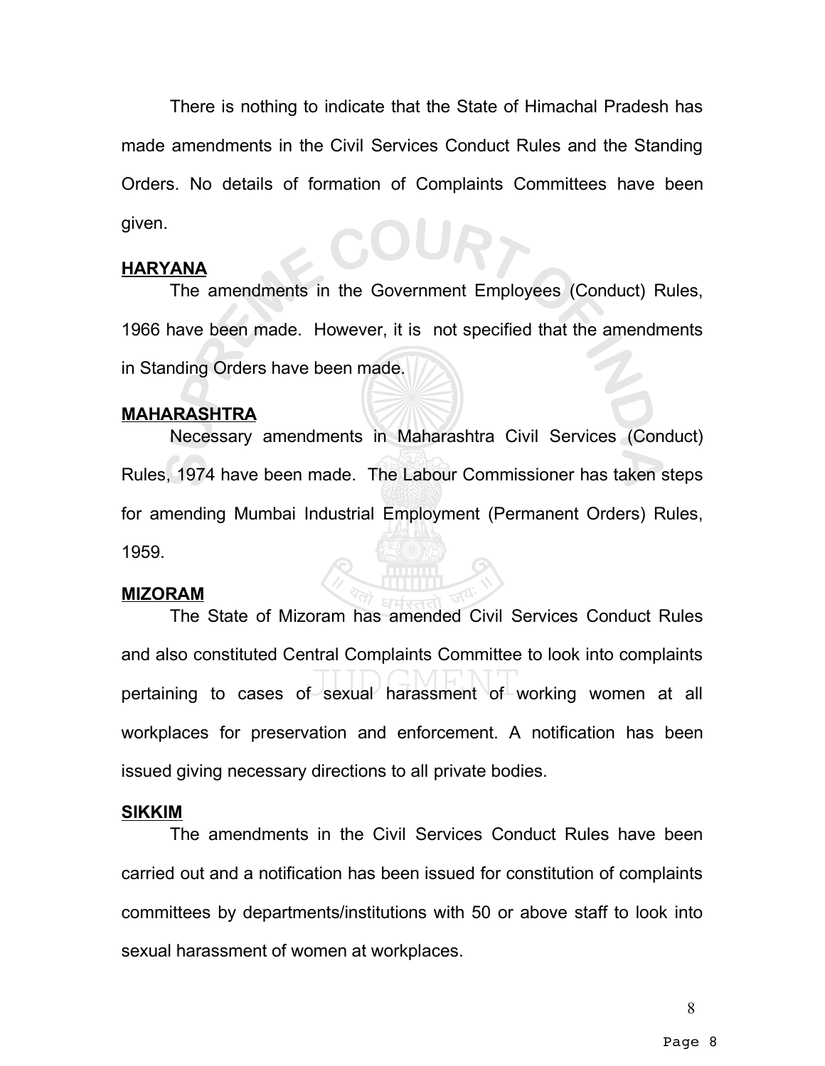There is nothing to indicate that the State of Himachal Pradesh has made amendments in the Civil Services Conduct Rules and the Standing Orders. No details of formation of Complaints Committees have been given.

**HARYANA**

The amendments in the Government Employees (Conduct) Rules, 1966 have been made. However, it is not specified that the amendments in Standing Orders have been made.

**MAHARASHTRA**

Necessary amendments in Maharashtra Civil Services (Conduct) Rules, 1974 have been made. The Labour Commissioner has taken steps for amending Mumbai Industrial Employment (Permanent Orders) Rules, 1959.

**MIZORAM**

The State of Mizoram has amended Civil Services Conduct Rules and also constituted Central Complaints Committee to look into complaints pertaining to cases of sexual harassment of working women at all workplaces for preservation and enforcement. A notification has been issued giving necessary directions to all private bodies.

**SIKKIM**

The amendments in the Civil Services Conduct Rules have been carried out and a notification has been issued for constitution of complaints committees by departments/institutions with 50 or above staff to look into sexual harassment of women at workplaces.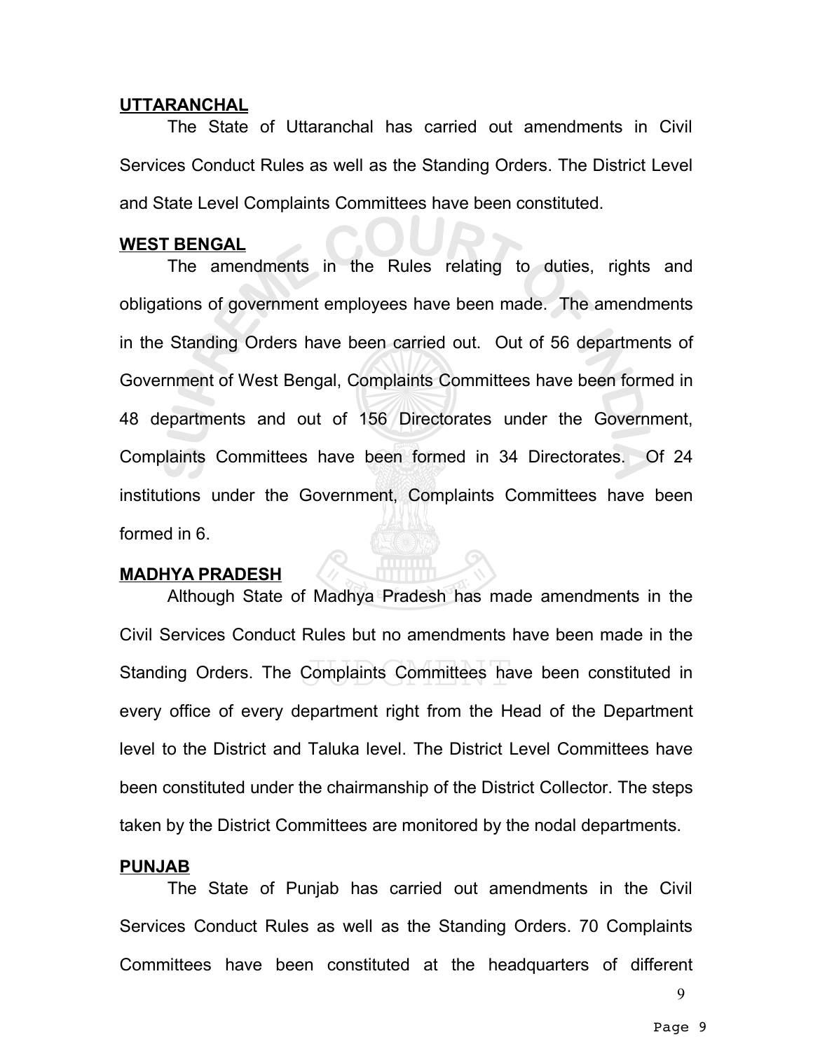**UTTARANCHAL**

The State of Uttaranchal has carried out amendments in Civil Services Conduct Rules as well as the Standing Orders. The District Level and State Level Complaints Committees have been constituted.

**WEST BENGAL**

The amendments in the Rules relating to duties, rights and obligations of government employees have been made. The amendments in the Standing Orders have been carried out. Out of 56 departments of Government of West Bengal, Complaints Committees have been formed in 48 departments and out of 156 Directorates under the Government, Complaints Committees have been formed in 34 Directorates. Of 24 institutions under the Government, Complaints Committees have been formed in 6.

**MADHYA PRADESH**

Although State of Madhya Pradesh has made amendments in the Civil Services Conduct Rules but no amendments have been made in the Standing Orders. The Complaints Committees have been constituted in every office of every department right from the Head of the Department level to the District and Taluka level. The District Level Committees have been constituted under the chairmanship of the District Collector. The steps taken by the District Committees are monitored by the nodal departments.

**PUNJAB**

The State of Punjab has carried out amendments in the Civil Services Conduct Rules as well as the Standing Orders. 70 Complaints Committees have been constituted at the headquarters of different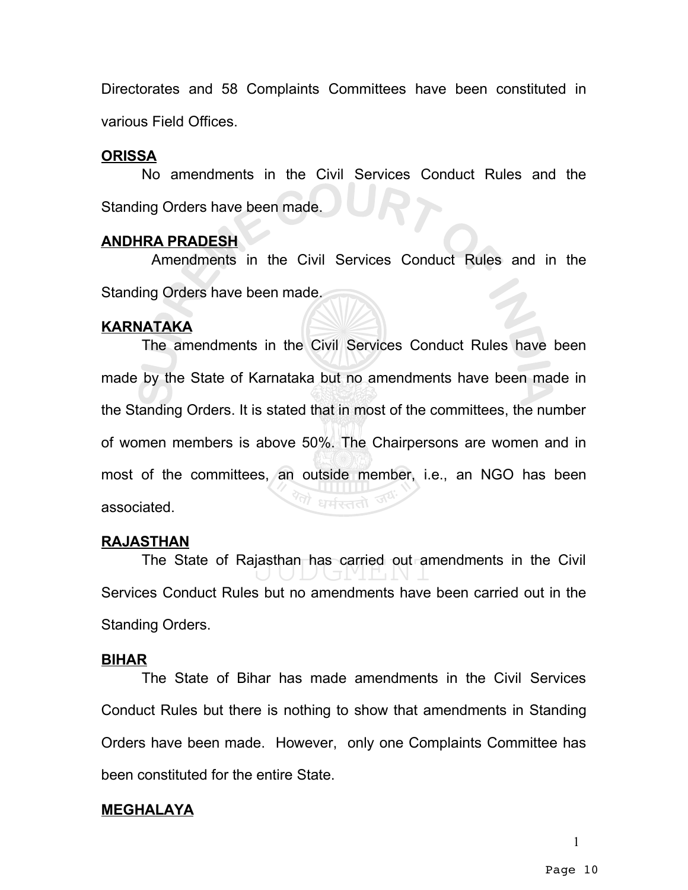Directorates and 58 Complaints Committees have been constituted in various Field Offices.

**ORISSA**

No amendments in the Civil Services Conduct Rules and the Standing Orders have been made.

**ANDHRA PRADESH**

Amendments in the Civil Services Conduct Rules and in the Standing Orders have been made.

**KARNATAKA**

The amendments in the Civil Services Conduct Rules have been made by the State of Karnataka but no amendments have been made in the Standing Orders. It is stated that in most of the committees, the number of women members is above 50%. The Chairpersons are women and in most of the committees, an outside member, i.e., an NGO has been associated.

**RAJASTHAN**

The State of Rajasthan has carried out amendments in the Civil Services Conduct Rules but no amendments have been carried out in the Standing Orders.

**BIHAR**

The State of Bihar has made amendments in the Civil Services Conduct Rules but there is nothing to show that amendments in Standing Orders have been made. However, only one Complaints Committee has been constituted for the entire State.

**MEGHALAYA**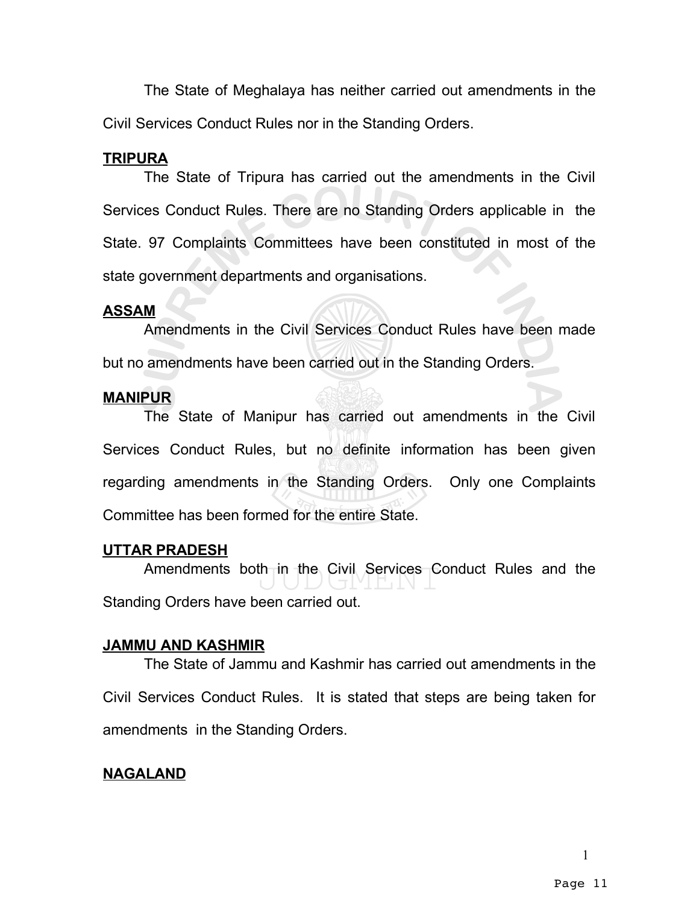The State of Meghalaya has neither carried out amendments in the Civil Services Conduct Rules nor in the Standing Orders.

**TRIPURA**

The State of Tripura has carried out the amendments in the Civil Services Conduct Rules. There are no Standing Orders applicable in the State. 97 Complaints Committees have been constituted in most of the state government departments and organisations.

**ASSAM**

Amendments in the Civil Services Conduct Rules have been made but no amendments have been carried out in the Standing Orders.

**MANIPUR**

The State of Manipur has carried out amendments in the Civil Services Conduct Rules, but no definite information has been given regarding amendments in the Standing Orders. Only one Complaints Committee has been formed for the entire State.

**UTTAR PRADESH**

Amendments both in the Civil Services Conduct Rules and the Standing Orders have been carried out.

**JAMMU AND KASHMIR**

The State of Jammu and Kashmir has carried out amendments in the Civil Services Conduct Rules. It is stated that steps are being taken for amendments in the Standing Orders.

**NAGALAND**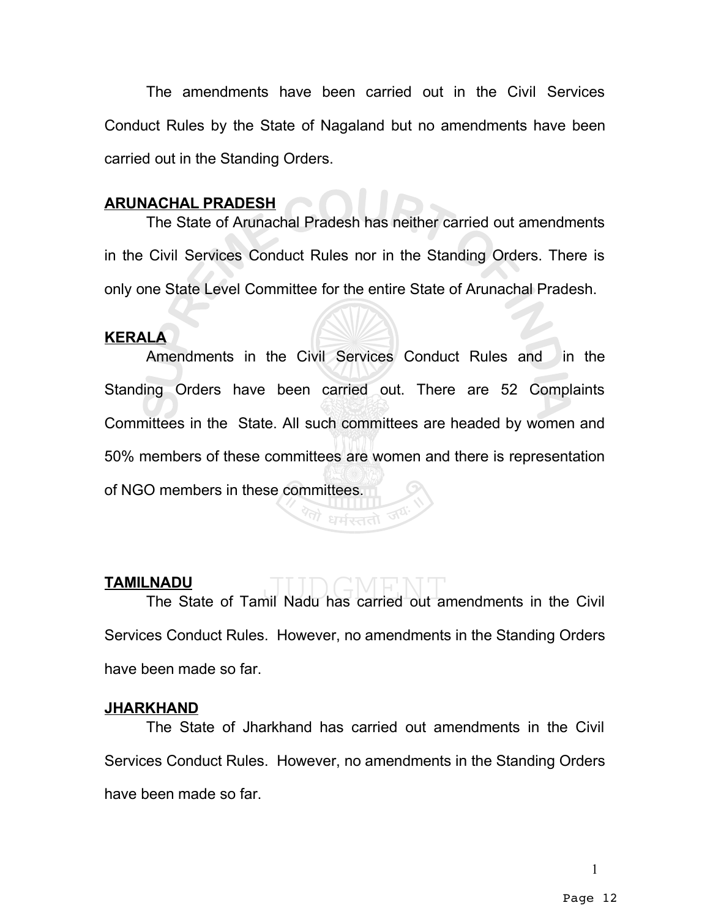The amendments have been carried out in the Civil Services Conduct Rules by the State of Nagaland but no amendments have been carried out in the Standing Orders.

**ARUNACHAL PRADESH**

The State of Arunachal Pradesh has neither carried out amendments in the Civil Services Conduct Rules nor in the Standing Orders. There is only one State Level Committee for the entire State of Arunachal Pradesh.

**KERALA**

Amendments in the Civil Services Conduct Rules and in the Standing Orders have been carried out. There are 52 Complaints Committees in the State. All such committees are headed by women and 50% members of these committees are women and there is representation of NGO members in these committees.

**TAMILNADU**

The State of Tamil Nadu has carried out amendments in the Civil Services Conduct Rules. However, no amendments in the Standing Orders have been made so far.

**JHARKHAND**

The State of Jharkhand has carried out amendments in the Civil Services Conduct Rules. However, no amendments in the Standing Orders have been made so far.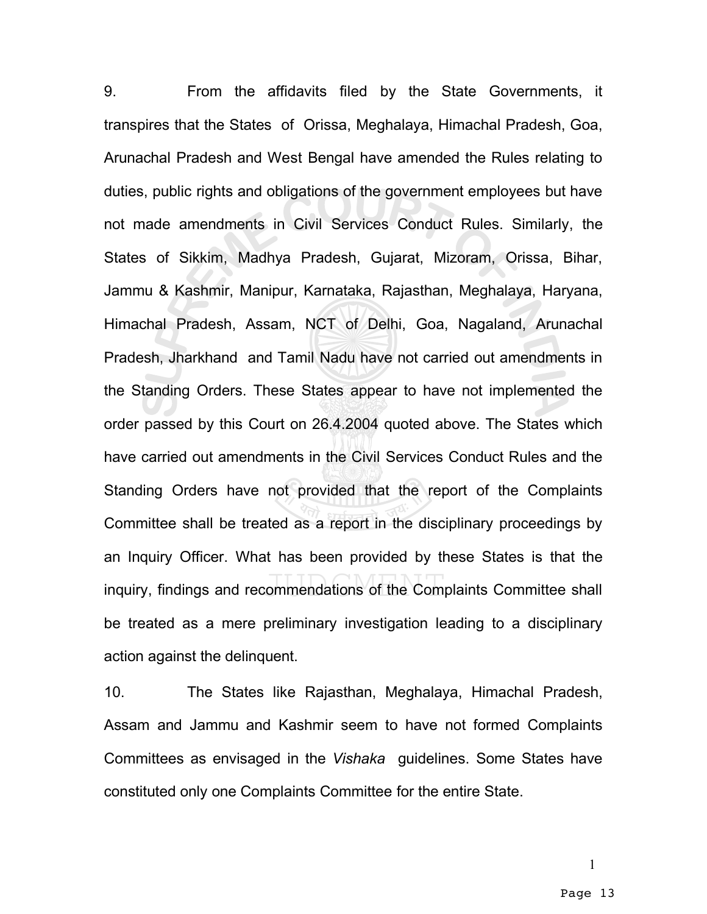9. From the affidavits filed by the State Governments, it transpires that the States of Orissa, Meghalaya, Himachal Pradesh, Goa, Arunachal Pradesh and West Bengal have amended the Rules relating to duties, public rights and obligations of the government employees but have not made amendments in Civil Services Conduct Rules. Similarly, the States of Sikkim, Madhya Pradesh, Gujarat, Mizoram, Orissa, Bihar, Jammu & Kashmir, Manipur, Karnataka, Rajasthan, Meghalaya, Haryana, Himachal Pradesh, Assam, NCT of Delhi, Goa, Nagaland, Arunachal Pradesh, Jharkhand and Tamil Nadu have not carried out amendments in the Standing Orders. These States appear to have not implemented the order passed by this Court on 26.4.2004 quoted above. The States which have carried out amendments in the Civil Services Conduct Rules and the Standing Orders have not provided that the report of the Complaints Committee shall be treated as a report in the disciplinary proceedings by an Inquiry Officer. What has been provided by these States is that the inquiry, findings and recommendations of the Complaints Committee shall be treated as a mere preliminary investigation leading to a disciplinary action against the delinquent.

10. The States like Rajasthan, Meghalaya, Himachal Pradesh, Assam and Jammu and Kashmir seem to have not formed Complaints Committees as envisaged in the *Vishaka* guidelines. Some States have constituted only one Complaints Committee for the entire State.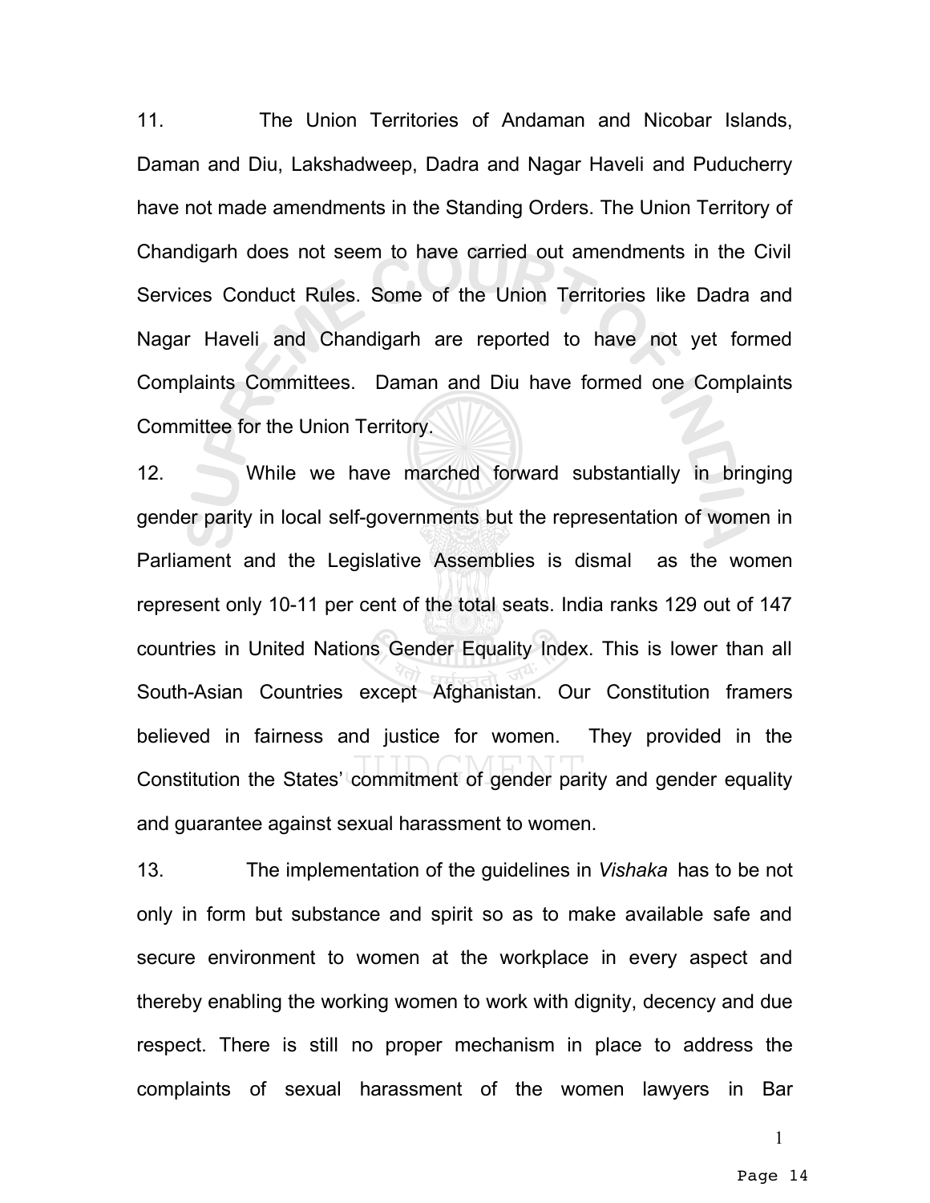11. The Union Territories of Andaman and Nicobar Islands, Daman and Diu, Lakshadweep, Dadra and Nagar Haveli and Puducherry have not made amendments in the Standing Orders. The Union Territory of Chandigarh does not seem to have carried out amendments in the Civil Services Conduct Rules. Some of the Union Territories like Dadra and Nagar Haveli and Chandigarh are reported to have not yet formed Complaints Committees. Daman and Diu have formed one Complaints Committee for the Union Territory.

12. While we have marched forward substantially in bringing gender parity in local self-governments but the representation of women in Parliament and the Legislative Assemblies is dismal as the women represent only 10-11 per cent of the total seats. India ranks 129 out of 147 countries in United Nations Gender Equality Index. This is lower than all South-Asian Countries except Afghanistan. Our Constitution framers believed in fairness and justice for women. They provided in the Constitution the States' commitment of gender parity and gender equality and guarantee against sexual harassment to women.

13. The implementation of the guidelines in *Vishaka* has to be not only in form but substance and spirit so as to make available safe and secure environment to women at the workplace in every aspect and thereby enabling the working women to work with dignity, decency and due respect. There is still no proper mechanism in place to address the complaints of sexual harassment of the women lawyers in Bar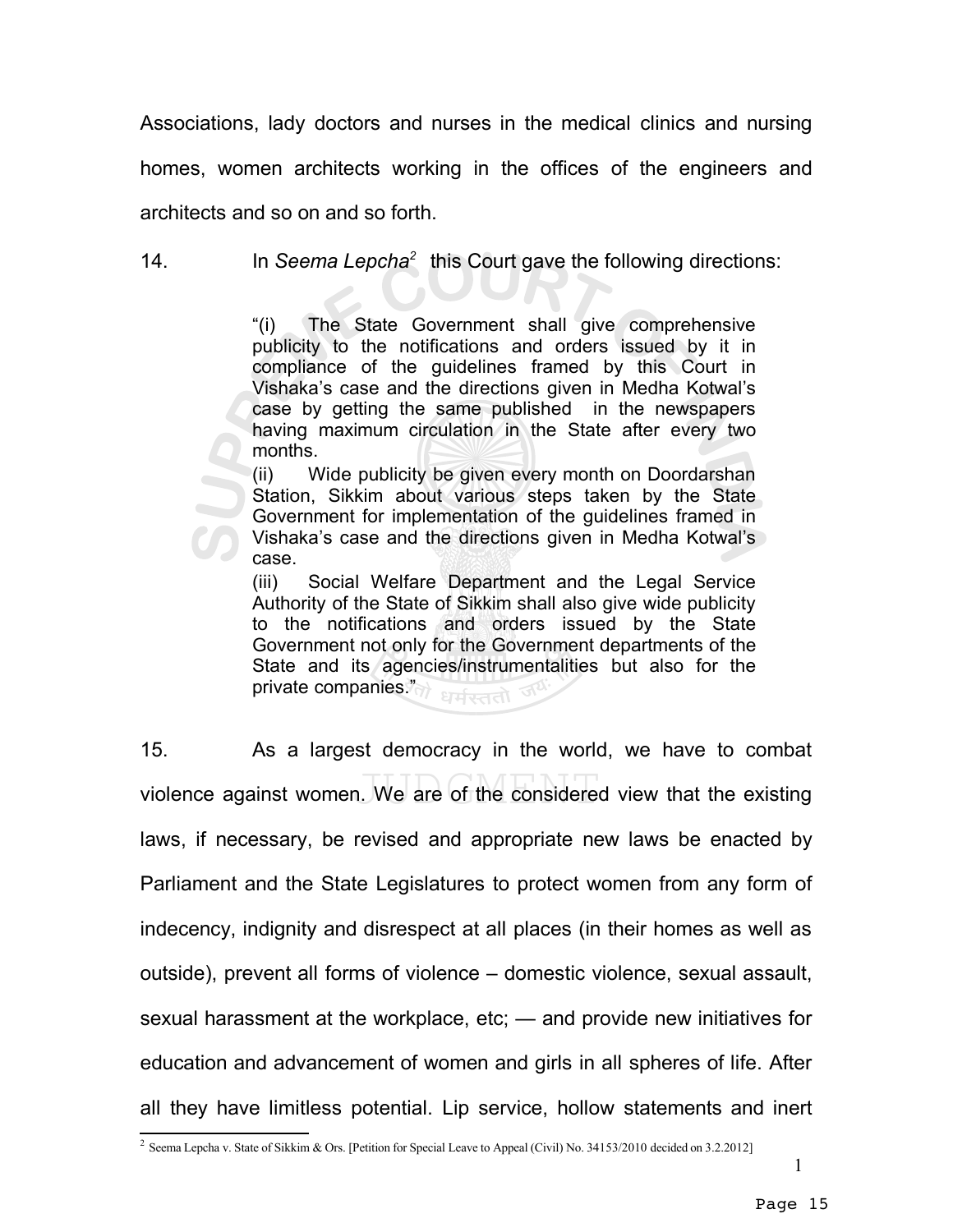Associations, lady doctors and nurses in the medical clinics and nursing homes, women architects working in the offices of the engineers and architects and so on and so forth.

14. In *Seema Lepcha*[2] this Court gave the following directions:

> "(i) The State Government shall give comprehensive publicity to the notifications and orders issued by it in compliance of the guidelines framed by this Court in Vishaka's case and the directions given in Medha Kotwal's case by getting the same published in the newspapers having maximum circulation in the State after every two months.
>
> (ii) Wide publicity be given every month on Doordarshan Station, Sikkim about various steps taken by the State Government for implementation of the guidelines framed in Vishaka's case and the directions given in Medha Kotwal's case.
>
> (iii) Social Welfare Department and the Legal Service Authority of the State of Sikkim shall also give wide publicity to the notifications and orders issued by the State Government not only for the Government departments of the State and its agencies/instrumentalities but also for the private companies."

15. As a largest democracy in the world, we have to combat violence against women. We are of the considered view that the existing laws, if necessary, be revised and appropriate new laws be enacted by Parliament and the State Legislatures to protect women from any form of indecency, indignity and disrespect at all places (in their homes as well as outside), prevent all forms of violence – domestic violence, sexual assault, sexual harassment at the workplace, etc; — and provide new initiatives for education and advancement of women and girls in all spheres of life. After all they have limitless potential. Lip service, hollow statements and inert

---

[2] Seema Lepcha v. State of Sikkim & Ors. [Petition for Special Leave to Appeal (Civil) No. 34153/2010 decided on 3.2.2012]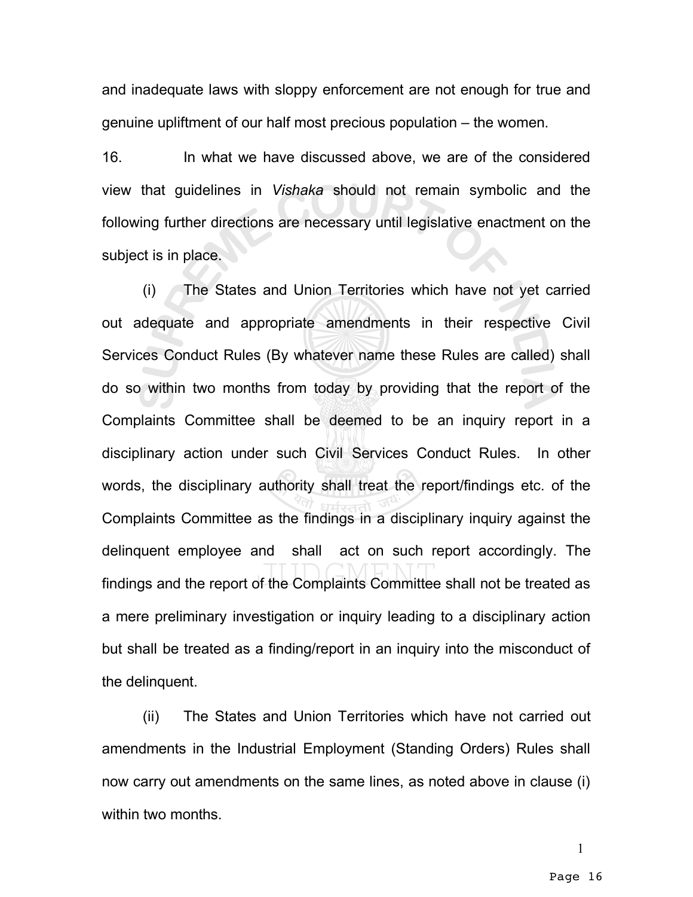and inadequate laws with sloppy enforcement are not enough for true and genuine upliftment of our half most precious population – the women.

16. In what we have discussed above, we are of the considered view that guidelines in *Vishaka* should not remain symbolic and the following further directions are necessary until legislative enactment on the subject is in place.

(i) The States and Union Territories which have not yet carried out adequate and appropriate amendments in their respective Civil Services Conduct Rules (By whatever name these Rules are called) shall do so within two months from today by providing that the report of the Complaints Committee shall be deemed to be an inquiry report in a disciplinary action under such Civil Services Conduct Rules. In other words, the disciplinary authority shall treat the report/findings etc. of the Complaints Committee as the findings in a disciplinary inquiry against the delinquent employee and shall act on such report accordingly. The findings and the report of the Complaints Committee shall not be treated as a mere preliminary investigation or inquiry leading to a disciplinary action but shall be treated as a finding/report in an inquiry into the misconduct of the delinquent.

(ii) The States and Union Territories which have not carried out amendments in the Industrial Employment (Standing Orders) Rules shall now carry out amendments on the same lines, as noted above in clause (i) within two months.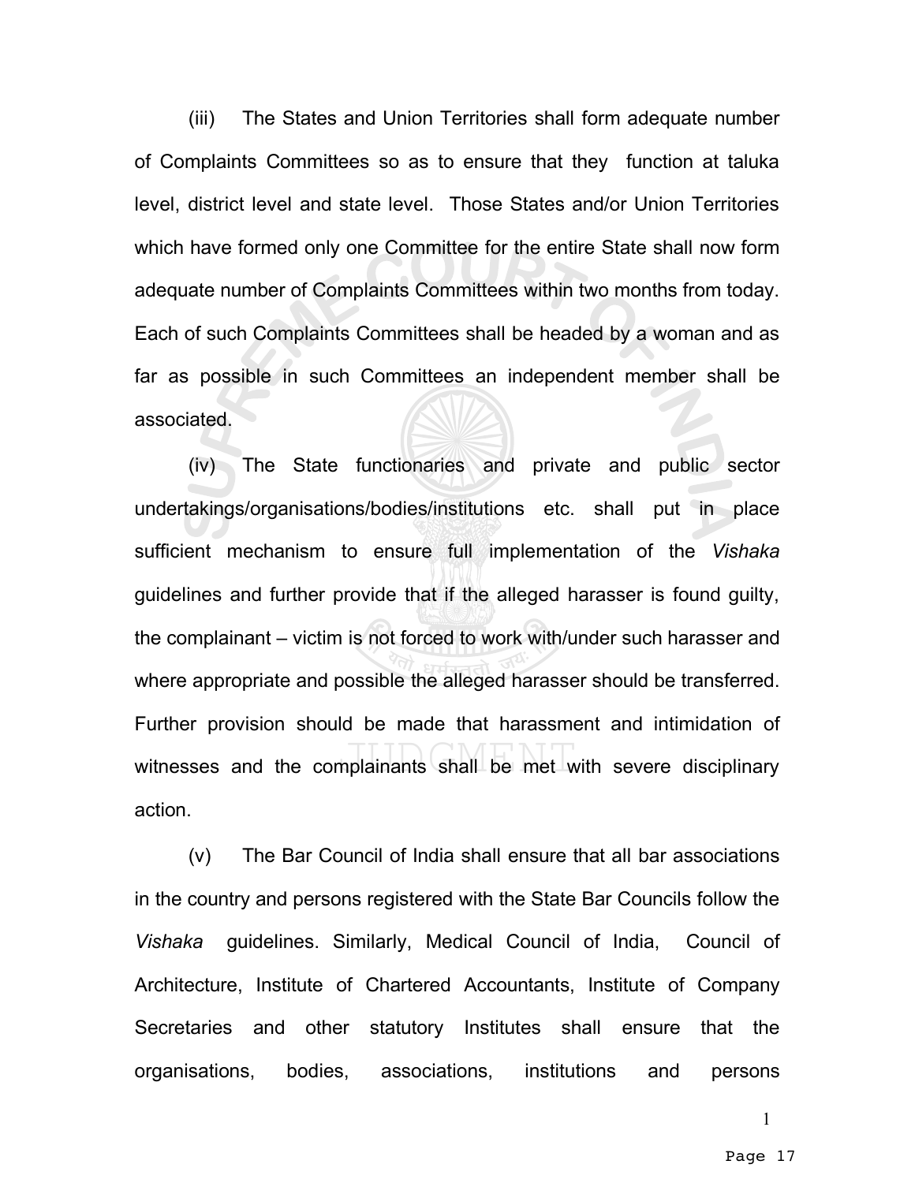(iii) The States and Union Territories shall form adequate number of Complaints Committees so as to ensure that they function at taluka level, district level and state level. Those States and/or Union Territories which have formed only one Committee for the entire State shall now form adequate number of Complaints Committees within two months from today. Each of such Complaints Committees shall be headed by a woman and as far as possible in such Committees an independent member shall be associated.

(iv) The State functionaries and private and public sector undertakings/organisations/bodies/institutions etc. shall put in place sufficient mechanism to ensure full implementation of the *Vishaka* guidelines and further provide that if the alleged harasser is found guilty, the complainant – victim is not forced to work with/under such harasser and where appropriate and possible the alleged harasser should be transferred. Further provision should be made that harassment and intimidation of witnesses and the complainants shall be met with severe disciplinary action.

(v) The Bar Council of India shall ensure that all bar associations in the country and persons registered with the State Bar Councils follow the *Vishaka* guidelines. Similarly, Medical Council of India, Council of Architecture, Institute of Chartered Accountants, Institute of Company Secretaries and other statutory Institutes shall ensure that the organisations, bodies, associations, institutions and persons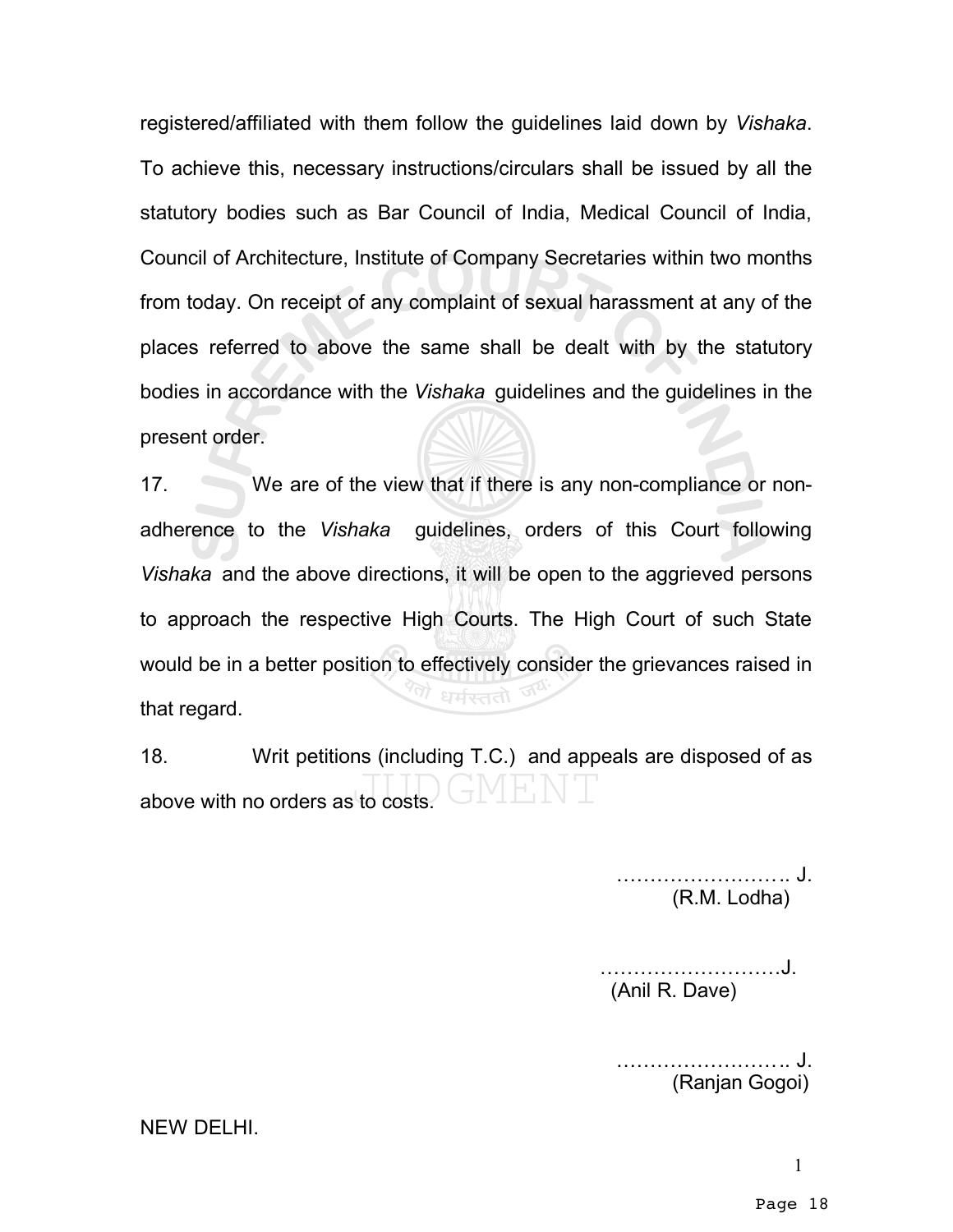registered/affiliated with them follow the guidelines laid down by *Vishaka*. To achieve this, necessary instructions/circulars shall be issued by all the statutory bodies such as Bar Council of India, Medical Council of India, Council of Architecture, Institute of Company Secretaries within two months from today. On receipt of any complaint of sexual harassment at any of the places referred to above the same shall be dealt with by the statutory bodies in accordance with the *Vishaka* guidelines and the guidelines in the present order.

17. We are of the view that if there is any non-compliance or non-adherence to the *Vishaka* guidelines, orders of this Court following *Vishaka* and the above directions, it will be open to the aggrieved persons to approach the respective High Courts. The High Court of such State would be in a better position to effectively consider the grievances raised in that regard.

18. Writ petitions (including T.C.) and appeals are disposed of as above with no orders as to costs.

…………………….. J.
(R.M. Lodha)

………………………J.
(Anil R. Dave)

…………………….. J.
(Ranjan Gogoi)

NEW DELHI.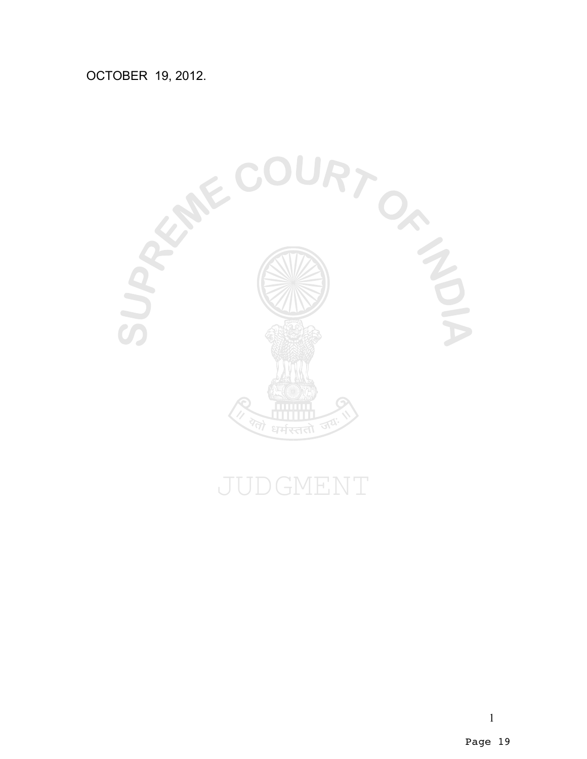OCTOBER 19, 2012.